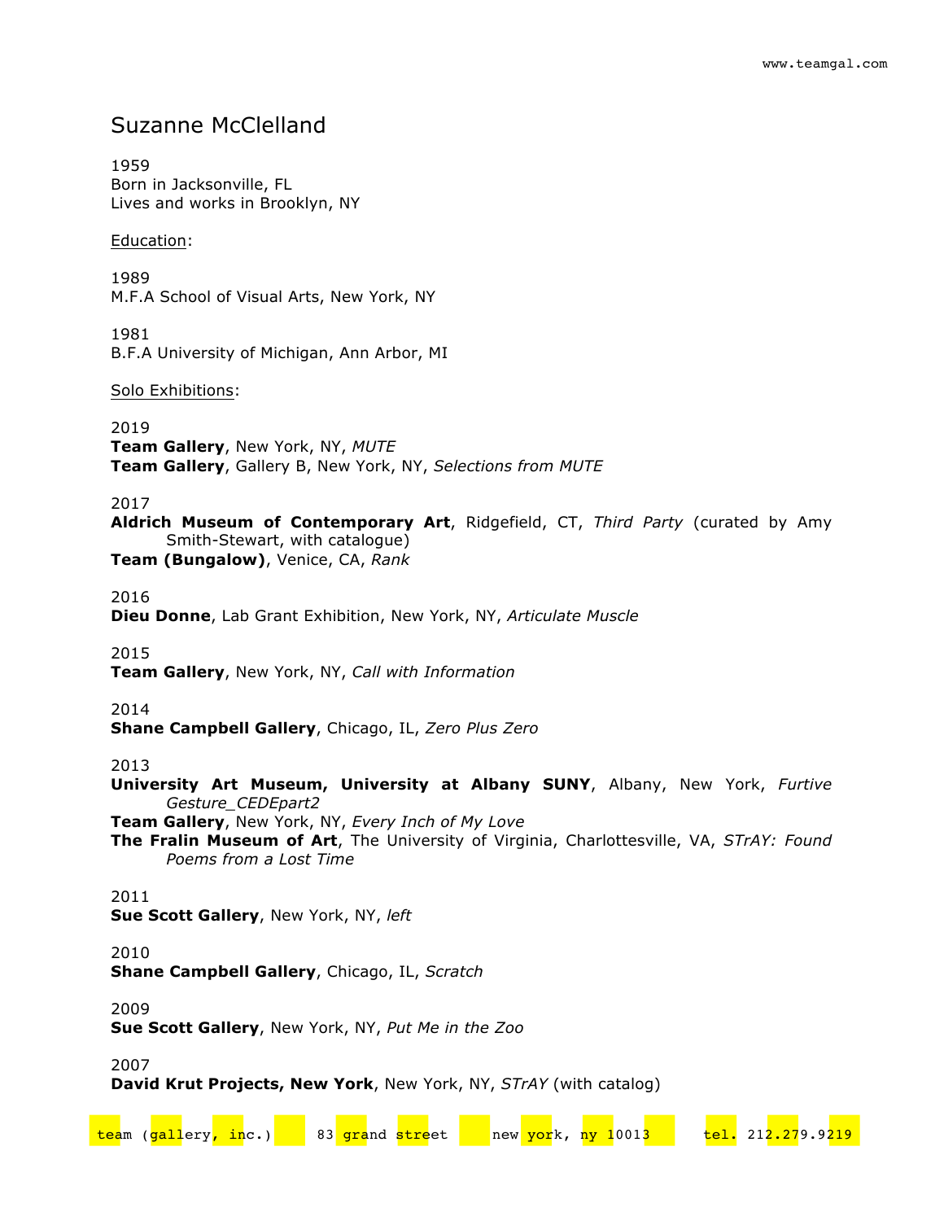# Suzanne McClelland

1959
Born in Jacksonville, FL
Lives and works in Brooklyn, NY

Education:

1989
M.F.A School of Visual Arts, New York, NY

1981
B.F.A University of Michigan, Ann Arbor, MI

Solo Exhibitions:

2019
**Team Gallery**, New York, NY, *MUTE*
**Team Gallery**, Gallery B, New York, NY, *Selections from MUTE*

2017
**Aldrich Museum of Contemporary Art**, Ridgefield, CT, *Third Party* (curated by Amy Smith-Stewart, with catalogue)
**Team (Bungalow)**, Venice, CA, *Rank*

2016
**Dieu Donne**, Lab Grant Exhibition, New York, NY, *Articulate Muscle*

2015
**Team Gallery**, New York, NY, *Call with Information*

2014
**Shane Campbell Gallery**, Chicago, IL, *Zero Plus Zero*

2013
**University Art Museum, University at Albany SUNY**, Albany, New York, *Furtive Gesture_CEDEpart2*
**Team Gallery**, New York, NY, *Every Inch of My Love*
**The Fralin Museum of Art**, The University of Virginia, Charlottesville, VA, *STrAY: Found Poems from a Lost Time*

2011
**Sue Scott Gallery**, New York, NY, *left*

2010
**Shane Campbell Gallery**, Chicago, IL, *Scratch*

2009
**Sue Scott Gallery**, New York, NY, *Put Me in the Zoo*

2007
**David Krut Projects, New York**, New York, NY, *STrAY* (with catalog)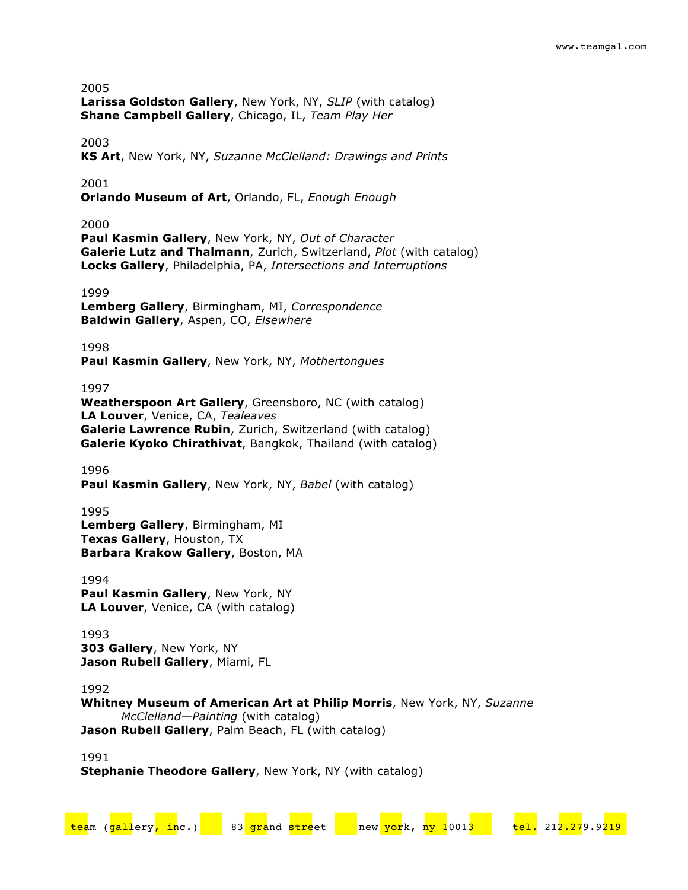2005

**Larissa Goldston Gallery**, New York, NY, *SLIP* (with catalog)
**Shane Campbell Gallery**, Chicago, IL, *Team Play Her*

2003

**KS Art**, New York, NY, *Suzanne McClelland: Drawings and Prints*

2001

**Orlando Museum of Art**, Orlando, FL, *Enough Enough*

2000

**Paul Kasmin Gallery**, New York, NY, *Out of Character*
**Galerie Lutz and Thalmann**, Zurich, Switzerland, *Plot* (with catalog)
**Locks Gallery**, Philadelphia, PA, *Intersections and Interruptions*

1999

**Lemberg Gallery**, Birmingham, MI, *Correspondence*
**Baldwin Gallery**, Aspen, CO, *Elsewhere*

1998

**Paul Kasmin Gallery**, New York, NY, *Mothertongues*

1997

**Weatherspoon Art Gallery**, Greensboro, NC (with catalog)
**LA Louver**, Venice, CA, *Tealeaves*
**Galerie Lawrence Rubin**, Zurich, Switzerland (with catalog)
**Galerie Kyoko Chirathivat**, Bangkok, Thailand (with catalog)

1996

**Paul Kasmin Gallery**, New York, NY, *Babel* (with catalog)

1995

**Lemberg Gallery**, Birmingham, MI
**Texas Gallery**, Houston, TX
**Barbara Krakow Gallery**, Boston, MA

1994

**Paul Kasmin Gallery**, New York, NY
**LA Louver**, Venice, CA (with catalog)

1993

**303 Gallery**, New York, NY
**Jason Rubell Gallery**, Miami, FL

1992

**Whitney Museum of American Art at Philip Morris**, New York, NY, *Suzanne McClelland—Painting* (with catalog)
**Jason Rubell Gallery**, Palm Beach, FL (with catalog)

1991

**Stephanie Theodore Gallery**, New York, NY (with catalog)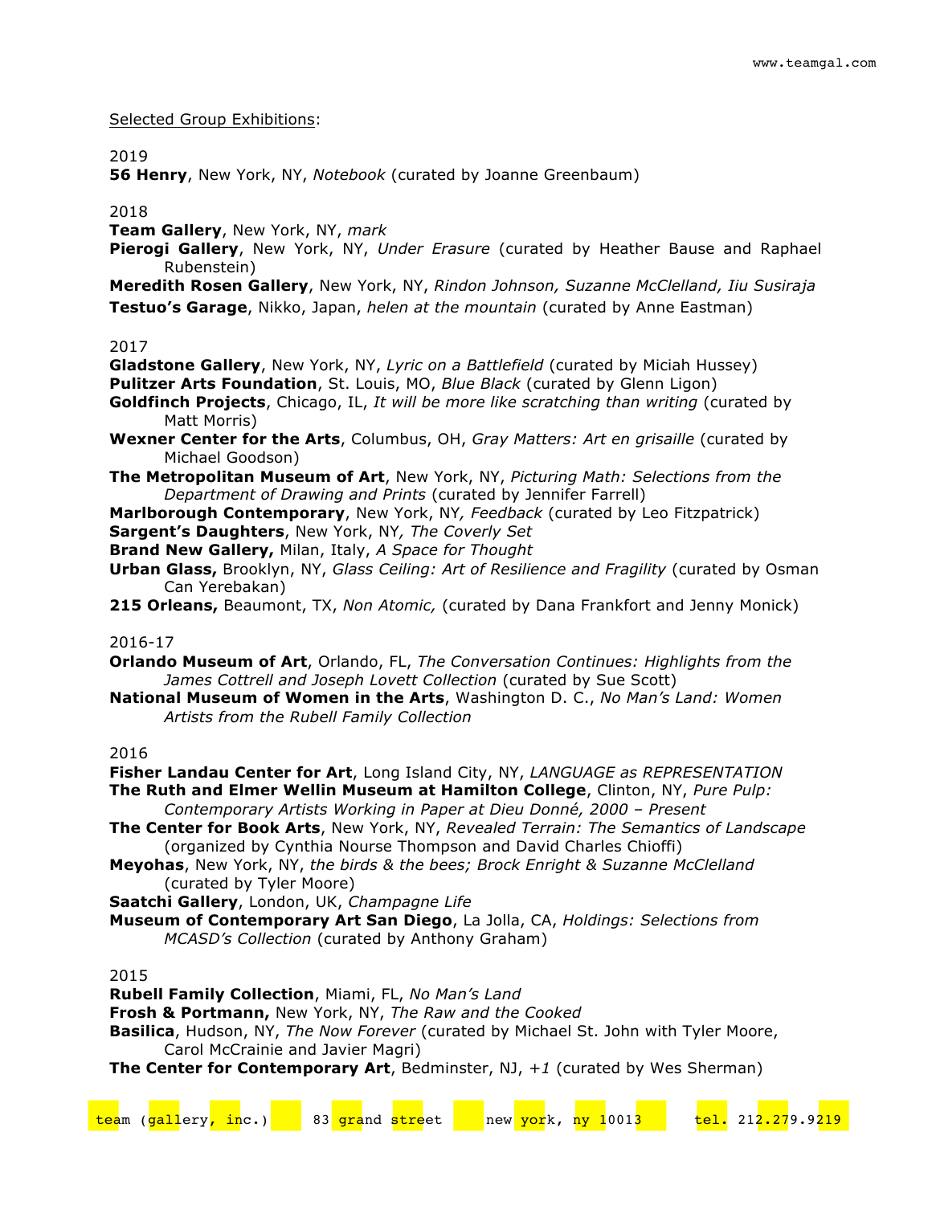Selected Group Exhibitions:

2019

**56 Henry**, New York, NY, *Notebook* (curated by Joanne Greenbaum)

2018

**Team Gallery**, New York, NY, *mark*

**Pierogi Gallery**, New York, NY, *Under Erasure* (curated by Heather Bause and Raphael Rubenstein)

**Meredith Rosen Gallery**, New York, NY, *Rindon Johnson, Suzanne McClelland, Iiu Susiraja*

**Testuo's Garage**, Nikko, Japan, *helen at the mountain* (curated by Anne Eastman)

2017

**Gladstone Gallery**, New York, NY, *Lyric on a Battlefield* (curated by Miciah Hussey)

**Pulitzer Arts Foundation**, St. Louis, MO, *Blue Black* (curated by Glenn Ligon)

**Goldfinch Projects**, Chicago, IL, *It will be more like scratching than writing* (curated by Matt Morris)

**Wexner Center for the Arts**, Columbus, OH, *Gray Matters: Art en grisaille* (curated by Michael Goodson)

**The Metropolitan Museum of Art**, New York, NY, *Picturing Math: Selections from the Department of Drawing and Prints* (curated by Jennifer Farrell)

**Marlborough Contemporary**, New York, NY, *Feedback* (curated by Leo Fitzpatrick)

**Sargent's Daughters**, New York, NY, *The Coverly Set*

**Brand New Gallery,** Milan, Italy, *A Space for Thought*

**Urban Glass,** Brooklyn, NY, *Glass Ceiling: Art of Resilience and Fragility* (curated by Osman Can Yerebakan)

**215 Orleans,** Beaumont, TX, *Non Atomic,* (curated by Dana Frankfort and Jenny Monick)

2016-17

**Orlando Museum of Art**, Orlando, FL, *The Conversation Continues: Highlights from the James Cottrell and Joseph Lovett Collection* (curated by Sue Scott)

**National Museum of Women in the Arts**, Washington D. C., *No Man's Land: Women Artists from the Rubell Family Collection*

2016

**Fisher Landau Center for Art**, Long Island City, NY, *LANGUAGE as REPRESENTATION*

**The Ruth and Elmer Wellin Museum at Hamilton College**, Clinton, NY, *Pure Pulp: Contemporary Artists Working in Paper at Dieu Donné, 2000 – Present*

**The Center for Book Arts**, New York, NY, *Revealed Terrain: The Semantics of Landscape* (organized by Cynthia Nourse Thompson and David Charles Chioffi)

**Meyohas**, New York, NY, *the birds & the bees; Brock Enright & Suzanne McClelland* (curated by Tyler Moore)

**Saatchi Gallery**, London, UK, *Champagne Life*

**Museum of Contemporary Art San Diego**, La Jolla, CA, *Holdings: Selections from MCASD's Collection* (curated by Anthony Graham)

2015

**Rubell Family Collection**, Miami, FL, *No Man's Land*

**Frosh & Portmann,** New York, NY, *The Raw and the Cooked*

**Basilica**, Hudson, NY, *The Now Forever* (curated by Michael St. John with Tyler Moore, Carol McCrainie and Javier Magri)

**The Center for Contemporary Art**, Bedminster, NJ, *+1* (curated by Wes Sherman)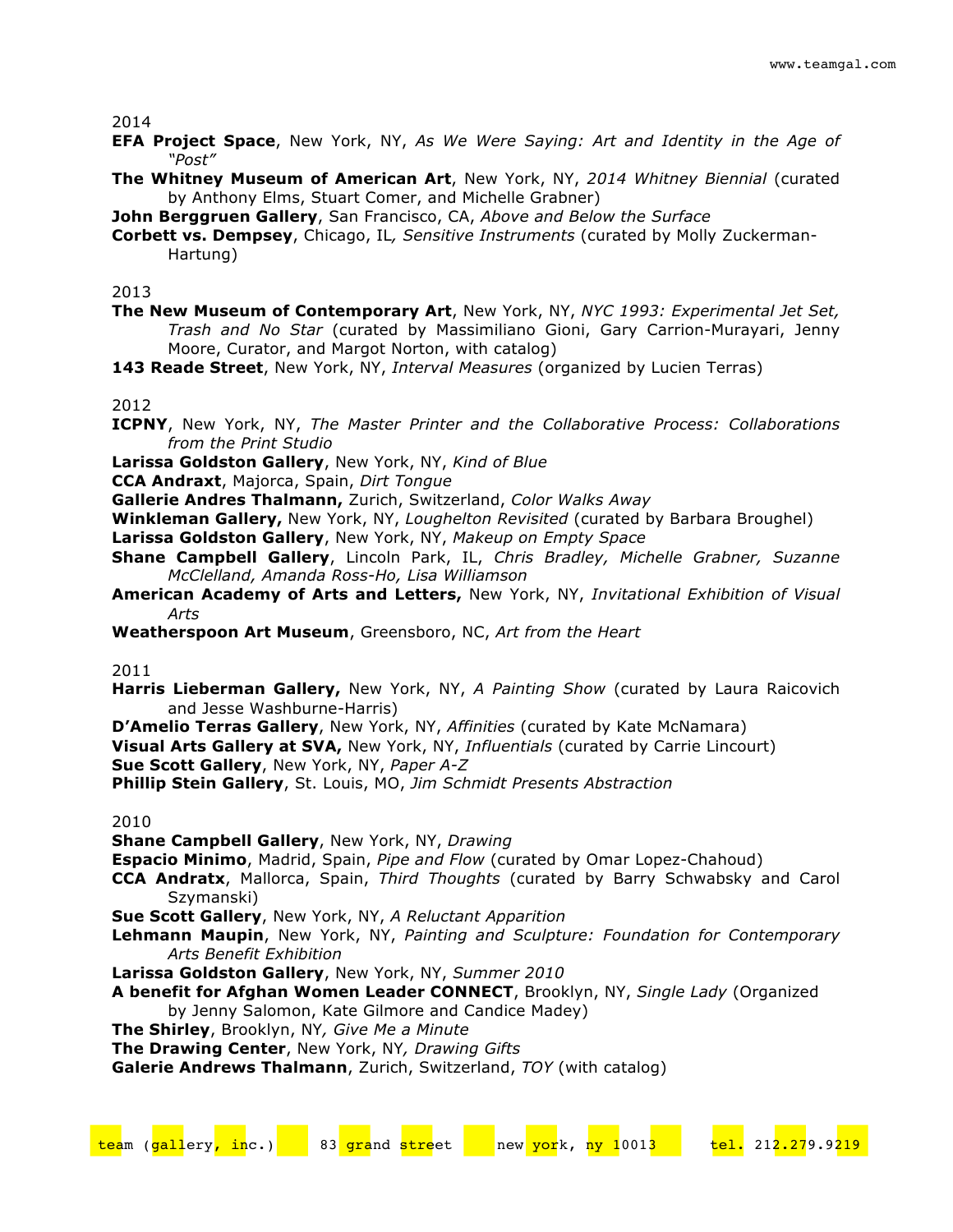2014

**EFA Project Space**, New York, NY, *As We Were Saying: Art and Identity in the Age of "Post"*

**The Whitney Museum of American Art**, New York, NY, *2014 Whitney Biennial* (curated by Anthony Elms, Stuart Comer, and Michelle Grabner)

**John Berggruen Gallery**, San Francisco, CA, *Above and Below the Surface*

**Corbett vs. Dempsey**, Chicago, IL, *Sensitive Instruments* (curated by Molly Zuckerman-Hartung)

2013

**The New Museum of Contemporary Art**, New York, NY, *NYC 1993: Experimental Jet Set, Trash and No Star* (curated by Massimiliano Gioni, Gary Carrion-Murayari, Jenny Moore, Curator, and Margot Norton, with catalog)

**143 Reade Street**, New York, NY, *Interval Measures* (organized by Lucien Terras)

2012

**ICPNY**, New York, NY, *The Master Printer and the Collaborative Process: Collaborations from the Print Studio*

**Larissa Goldston Gallery**, New York, NY, *Kind of Blue*

**CCA Andraxt**, Majorca, Spain, *Dirt Tongue*

**Gallerie Andres Thalmann,** Zurich, Switzerland, *Color Walks Away*

**Winkleman Gallery,** New York, NY, *Loughelton Revisited* (curated by Barbara Broughel)

**Larissa Goldston Gallery**, New York, NY, *Makeup on Empty Space*

**Shane Campbell Gallery**, Lincoln Park, IL, *Chris Bradley, Michelle Grabner, Suzanne McClelland, Amanda Ross-Ho, Lisa Williamson*

**American Academy of Arts and Letters,** New York, NY, *Invitational Exhibition of Visual Arts*

**Weatherspoon Art Museum**, Greensboro, NC, *Art from the Heart*

2011

**Harris Lieberman Gallery,** New York, NY, *A Painting Show* (curated by Laura Raicovich and Jesse Washburne-Harris)

**D'Amelio Terras Gallery**, New York, NY, *Affinities* (curated by Kate McNamara)

**Visual Arts Gallery at SVA,** New York, NY, *Influentials* (curated by Carrie Lincourt)

**Sue Scott Gallery**, New York, NY, *Paper A-Z*

**Phillip Stein Gallery**, St. Louis, MO, *Jim Schmidt Presents Abstraction*

2010

**Shane Campbell Gallery**, New York, NY, *Drawing*

**Espacio Minimo**, Madrid, Spain, *Pipe and Flow* (curated by Omar Lopez-Chahoud)

**CCA Andratx**, Mallorca, Spain, *Third Thoughts* (curated by Barry Schwabsky and Carol Szymanski)

**Sue Scott Gallery**, New York, NY, *A Reluctant Apparition*

**Lehmann Maupin**, New York, NY, *Painting and Sculpture: Foundation for Contemporary Arts Benefit Exhibition*

**Larissa Goldston Gallery**, New York, NY, *Summer 2010*

**A benefit for Afghan Women Leader CONNECT**, Brooklyn, NY, *Single Lady* (Organized by Jenny Salomon, Kate Gilmore and Candice Madey)

**The Shirley**, Brooklyn, NY*, Give Me a Minute*

**The Drawing Center**, New York, NY*, Drawing Gifts*

**Galerie Andrews Thalmann**, Zurich, Switzerland, *TOY* (with catalog)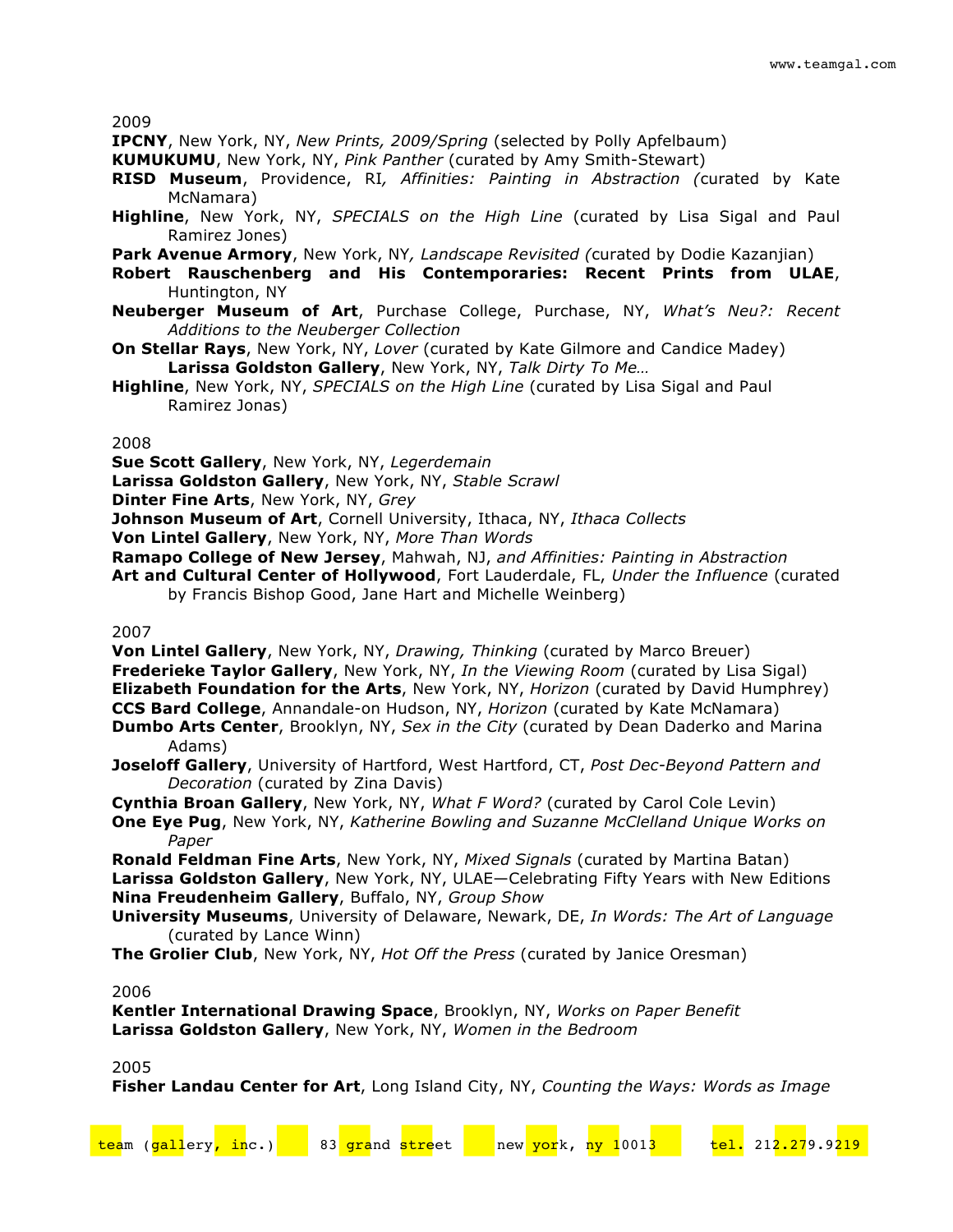2009

**IPCNY**, New York, NY, *New Prints, 2009/Spring* (selected by Polly Apfelbaum)
**KUMUKUMU**, New York, NY, *Pink Panther* (curated by Amy Smith-Stewart)
**RISD Museum**, Providence, RI*, Affinities: Painting in Abstraction (*curated by Kate McNamara)
**Highline**, New York, NY, *SPECIALS on the High Line* (curated by Lisa Sigal and Paul Ramirez Jones)
**Park Avenue Armory**, New York, NY*, Landscape Revisited (*curated by Dodie Kazanjian)
**Robert Rauschenberg and His Contemporaries: Recent Prints from ULAE**, Huntington, NY
**Neuberger Museum of Art**, Purchase College, Purchase, NY, *What's Neu?: Recent Additions to the Neuberger Collection*
**On Stellar Rays**, New York, NY, *Lover* (curated by Kate Gilmore and Candice Madey)
**Larissa Goldston Gallery**, New York, NY, *Talk Dirty To Me…*
**Highline**, New York, NY, *SPECIALS on the High Line* (curated by Lisa Sigal and Paul Ramirez Jonas)

2008

**Sue Scott Gallery**, New York, NY, *Legerdemain*
**Larissa Goldston Gallery**, New York, NY, *Stable Scrawl*
**Dinter Fine Arts**, New York, NY, *Grey*
**Johnson Museum of Art**, Cornell University, Ithaca, NY, *Ithaca Collects*
**Von Lintel Gallery**, New York, NY, *More Than Words*
**Ramapo College of New Jersey**, Mahwah, NJ, *and Affinities: Painting in Abstraction*
**Art and Cultural Center of Hollywood**, Fort Lauderdale, FL, *Under the Influence* (curated by Francis Bishop Good, Jane Hart and Michelle Weinberg)

2007

**Von Lintel Gallery**, New York, NY, *Drawing, Thinking* (curated by Marco Breuer)
**Frederieke Taylor Gallery**, New York, NY, *In the Viewing Room* (curated by Lisa Sigal)
**Elizabeth Foundation for the Arts**, New York, NY, *Horizon* (curated by David Humphrey)
**CCS Bard College**, Annandale-on Hudson, NY, *Horizon* (curated by Kate McNamara)
**Dumbo Arts Center**, Brooklyn, NY, *Sex in the City* (curated by Dean Daderko and Marina Adams)
**Joseloff Gallery**, University of Hartford, West Hartford, CT, *Post Dec-Beyond Pattern and Decoration* (curated by Zina Davis)
**Cynthia Broan Gallery**, New York, NY, *What F Word?* (curated by Carol Cole Levin)
**One Eye Pug**, New York, NY, *Katherine Bowling and Suzanne McClelland Unique Works on Paper*
**Ronald Feldman Fine Arts**, New York, NY, *Mixed Signals* (curated by Martina Batan)
**Larissa Goldston Gallery**, New York, NY, ULAE—Celebrating Fifty Years with New Editions
**Nina Freudenheim Gallery**, Buffalo, NY, *Group Show*
**University Museums**, University of Delaware, Newark, DE, *In Words: The Art of Language* (curated by Lance Winn)
**The Grolier Club**, New York, NY, *Hot Off the Press* (curated by Janice Oresman)

2006

**Kentler International Drawing Space**, Brooklyn, NY, *Works on Paper Benefit*
**Larissa Goldston Gallery**, New York, NY, *Women in the Bedroom*

2005

**Fisher Landau Center for Art**, Long Island City, NY, *Counting the Ways: Words as Image*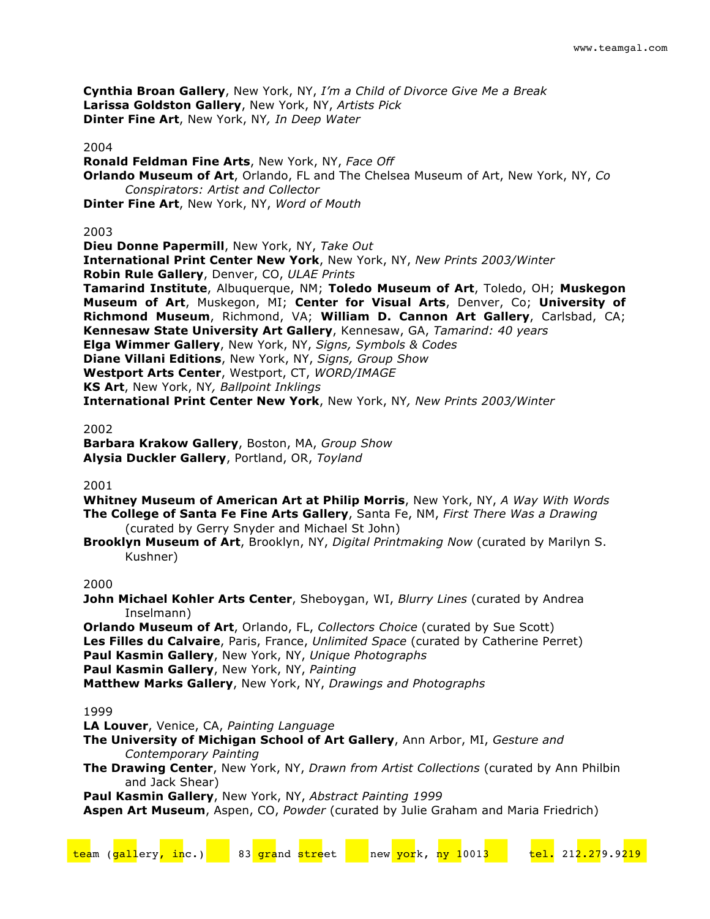**Cynthia Broan Gallery**, New York, NY, *I'm a Child of Divorce Give Me a Break*
**Larissa Goldston Gallery**, New York, NY, *Artists Pick*
**Dinter Fine Art**, New York, NY*, In Deep Water*

2004
**Ronald Feldman Fine Arts**, New York, NY, *Face Off*
**Orlando Museum of Art**, Orlando, FL and The Chelsea Museum of Art, New York, NY, *Co Conspirators: Artist and Collector*
**Dinter Fine Art**, New York, NY, *Word of Mouth*

2003
**Dieu Donne Papermill**, New York, NY, *Take Out*
**International Print Center New York**, New York, NY, *New Prints 2003/Winter*
**Robin Rule Gallery**, Denver, CO, *ULAE Prints*
**Tamarind Institute**, Albuquerque, NM; **Toledo Museum of Art**, Toledo, OH; **Muskegon Museum of Art**, Muskegon, MI; **Center for Visual Arts**, Denver, Co; **University of Richmond Museum**, Richmond, VA; **William D. Cannon Art Gallery**, Carlsbad, CA; **Kennesaw State University Art Gallery**, Kennesaw, GA, *Tamarind: 40 years*
**Elga Wimmer Gallery**, New York, NY, *Signs, Symbols & Codes*
**Diane Villani Editions**, New York, NY, *Signs, Group Show*
**Westport Arts Center**, Westport, CT, *WORD/IMAGE*
**KS Art**, New York, NY*, Ballpoint Inklings*
**International Print Center New York**, New York, NY*, New Prints 2003/Winter*

2002
**Barbara Krakow Gallery**, Boston, MA, *Group Show*
**Alysia Duckler Gallery**, Portland, OR, *Toyland*

2001
**Whitney Museum of American Art at Philip Morris**, New York, NY, *A Way With Words*
**The College of Santa Fe Fine Arts Gallery**, Santa Fe, NM, *First There Was a Drawing* (curated by Gerry Snyder and Michael St John)
**Brooklyn Museum of Art**, Brooklyn, NY, *Digital Printmaking Now* (curated by Marilyn S. Kushner)

2000
**John Michael Kohler Arts Center**, Sheboygan, WI, *Blurry Lines* (curated by Andrea Inselmann)
**Orlando Museum of Art**, Orlando, FL, *Collectors Choice* (curated by Sue Scott)
**Les Filles du Calvaire**, Paris, France, *Unlimited Space* (curated by Catherine Perret)
**Paul Kasmin Gallery**, New York, NY, *Unique Photographs*
**Paul Kasmin Gallery**, New York, NY, *Painting*
**Matthew Marks Gallery**, New York, NY, *Drawings and Photographs*

1999
**LA Louver**, Venice, CA, *Painting Language*
**The University of Michigan School of Art Gallery**, Ann Arbor, MI, *Gesture and Contemporary Painting*
**The Drawing Center**, New York, NY, *Drawn from Artist Collections* (curated by Ann Philbin and Jack Shear)
**Paul Kasmin Gallery**, New York, NY, *Abstract Painting 1999*
**Aspen Art Museum**, Aspen, CO, *Powder* (curated by Julie Graham and Maria Friedrich)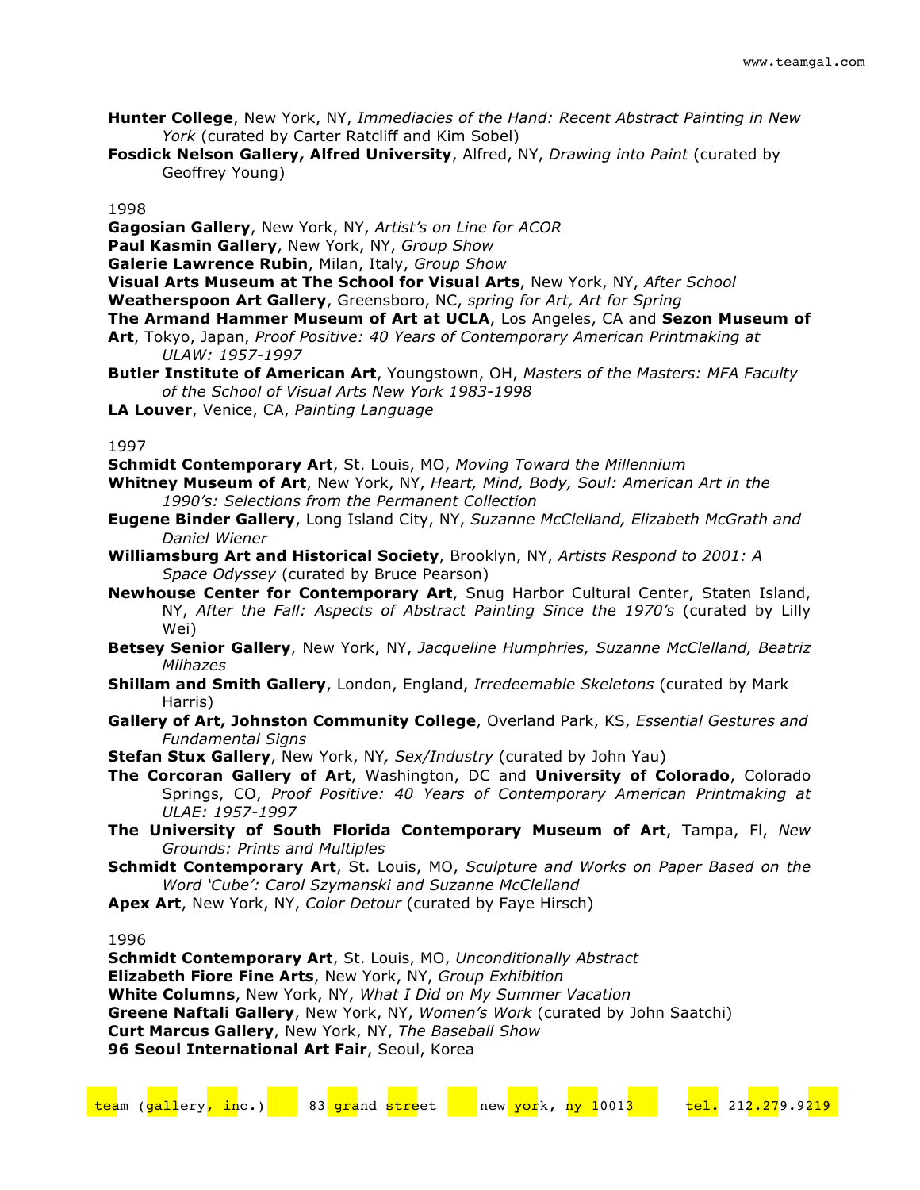**Hunter College**, New York, NY, *Immediacies of the Hand: Recent Abstract Painting in New York* (curated by Carter Ratcliff and Kim Sobel)
**Fosdick Nelson Gallery, Alfred University**, Alfred, NY, *Drawing into Paint* (curated by Geoffrey Young)

1998
**Gagosian Gallery**, New York, NY, *Artist's on Line for ACOR*
**Paul Kasmin Gallery**, New York, NY, *Group Show*
**Galerie Lawrence Rubin**, Milan, Italy, *Group Show*
**Visual Arts Museum at The School for Visual Arts**, New York, NY, *After School*
**Weatherspoon Art Gallery**, Greensboro, NC, *spring for Art, Art for Spring*
**The Armand Hammer Museum of Art at UCLA**, Los Angeles, CA and **Sezon Museum of Art**, Tokyo, Japan, *Proof Positive: 40 Years of Contemporary American Printmaking at ULAW: 1957-1997*
**Butler Institute of American Art**, Youngstown, OH, *Masters of the Masters: MFA Faculty of the School of Visual Arts New York 1983-1998*
**LA Louver**, Venice, CA, *Painting Language*

1997
**Schmidt Contemporary Art**, St. Louis, MO, *Moving Toward the Millennium*
**Whitney Museum of Art**, New York, NY, *Heart, Mind, Body, Soul: American Art in the 1990's: Selections from the Permanent Collection*
**Eugene Binder Gallery**, Long Island City, NY, *Suzanne McClelland, Elizabeth McGrath and Daniel Wiener*
**Williamsburg Art and Historical Society**, Brooklyn, NY, *Artists Respond to 2001: A Space Odyssey* (curated by Bruce Pearson)
**Newhouse Center for Contemporary Art**, Snug Harbor Cultural Center, Staten Island, NY, *After the Fall: Aspects of Abstract Painting Since the 1970's* (curated by Lilly Wei)
**Betsey Senior Gallery**, New York, NY, *Jacqueline Humphries, Suzanne McClelland, Beatriz Milhazes*
**Shillam and Smith Gallery**, London, England, *Irredeemable Skeletons* (curated by Mark Harris)
**Gallery of Art, Johnston Community College**, Overland Park, KS, *Essential Gestures and Fundamental Signs*
**Stefan Stux Gallery**, New York, NY, *Sex/Industry* (curated by John Yau)
**The Corcoran Gallery of Art**, Washington, DC and **University of Colorado**, Colorado Springs, CO, *Proof Positive: 40 Years of Contemporary American Printmaking at ULAE: 1957-1997*
**The University of South Florida Contemporary Museum of Art**, Tampa, Fl, *New Grounds: Prints and Multiples*
**Schmidt Contemporary Art**, St. Louis, MO, *Sculpture and Works on Paper Based on the Word 'Cube': Carol Szymanski and Suzanne McClelland*
**Apex Art**, New York, NY, *Color Detour* (curated by Faye Hirsch)

1996
**Schmidt Contemporary Art**, St. Louis, MO, *Unconditionally Abstract*
**Elizabeth Fiore Fine Arts**, New York, NY, *Group Exhibition*
**White Columns**, New York, NY, *What I Did on My Summer Vacation*
**Greene Naftali Gallery**, New York, NY, *Women's Work* (curated by John Saatchi)
**Curt Marcus Gallery**, New York, NY, *The Baseball Show*
**96 Seoul International Art Fair**, Seoul, Korea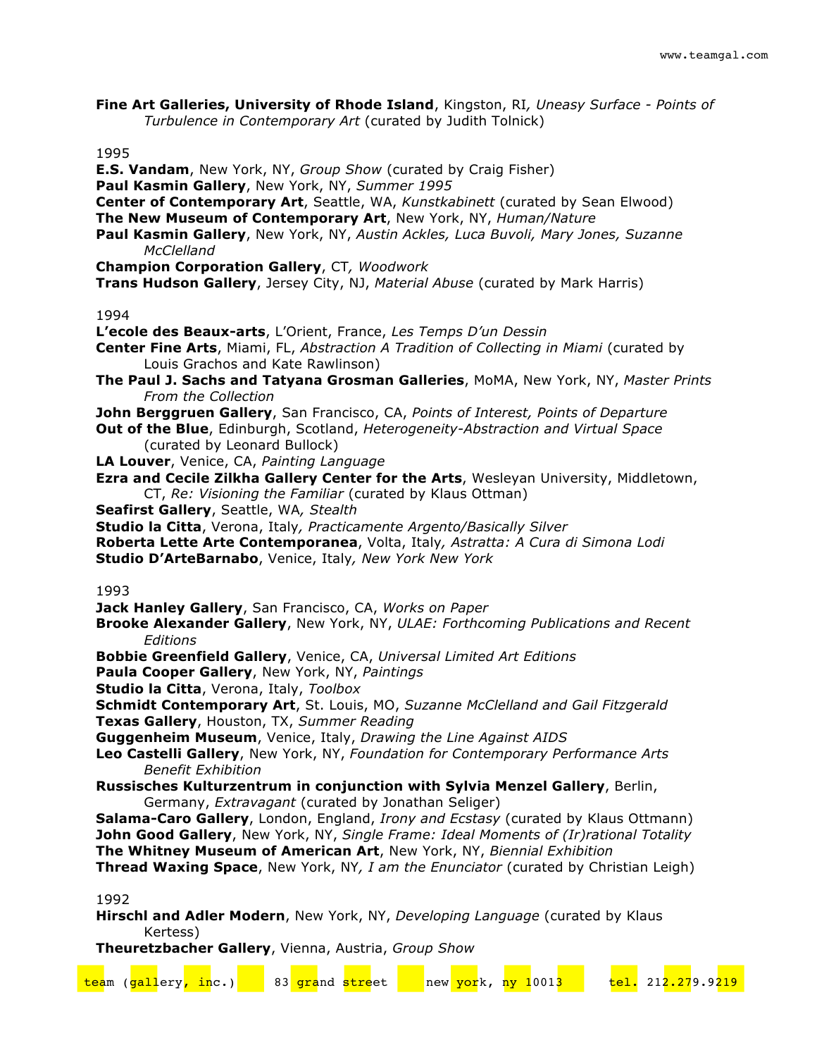**Fine Art Galleries, University of Rhode Island**, Kingston, RI, *Uneasy Surface - Points of Turbulence in Contemporary Art* (curated by Judith Tolnick)

1995

**E.S. Vandam**, New York, NY, *Group Show* (curated by Craig Fisher)
**Paul Kasmin Gallery**, New York, NY, *Summer 1995*
**Center of Contemporary Art**, Seattle, WA, *Kunstkabinett* (curated by Sean Elwood)
**The New Museum of Contemporary Art**, New York, NY, *Human/Nature*
**Paul Kasmin Gallery**, New York, NY, *Austin Ackles, Luca Buvoli, Mary Jones, Suzanne McClelland*
**Champion Corporation Gallery**, CT, *Woodwork*
**Trans Hudson Gallery**, Jersey City, NJ, *Material Abuse* (curated by Mark Harris)

1994

**L'ecole des Beaux-arts**, L'Orient, France, *Les Temps D'un Dessin*
**Center Fine Arts**, Miami, FL, *Abstraction A Tradition of Collecting in Miami* (curated by Louis Grachos and Kate Rawlinson)
**The Paul J. Sachs and Tatyana Grosman Galleries**, MoMA, New York, NY, *Master Prints From the Collection*
**John Berggruen Gallery**, San Francisco, CA, *Points of Interest, Points of Departure*
**Out of the Blue**, Edinburgh, Scotland, *Heterogeneity-Abstraction and Virtual Space* (curated by Leonard Bullock)
**LA Louver**, Venice, CA, *Painting Language*
**Ezra and Cecile Zilkha Gallery Center for the Arts**, Wesleyan University, Middletown, CT, *Re: Visioning the Familiar* (curated by Klaus Ottman)
**Seafirst Gallery**, Seattle, WA, *Stealth*
**Studio la Citta**, Verona, Italy, *Practicamente Argento/Basically Silver*
**Roberta Lette Arte Contemporanea**, Volta, Italy, *Astratta: A Cura di Simona Lodi*
**Studio D'ArteBarnabo**, Venice, Italy, *New York New York*

1993

**Jack Hanley Gallery**, San Francisco, CA, *Works on Paper*
**Brooke Alexander Gallery**, New York, NY, *ULAE: Forthcoming Publications and Recent Editions*
**Bobbie Greenfield Gallery**, Venice, CA, *Universal Limited Art Editions*
**Paula Cooper Gallery**, New York, NY, *Paintings*
**Studio la Citta**, Verona, Italy, *Toolbox*
**Schmidt Contemporary Art**, St. Louis, MO, *Suzanne McClelland and Gail Fitzgerald*
**Texas Gallery**, Houston, TX, *Summer Reading*
**Guggenheim Museum**, Venice, Italy, *Drawing the Line Against AIDS*
**Leo Castelli Gallery**, New York, NY, *Foundation for Contemporary Performance Arts Benefit Exhibition*
**Russisches Kulturzentrum in conjunction with Sylvia Menzel Gallery**, Berlin, Germany, *Extravagant* (curated by Jonathan Seliger)
**Salama-Caro Gallery**, London, England, *Irony and Ecstasy* (curated by Klaus Ottmann)
**John Good Gallery**, New York, NY, *Single Frame: Ideal Moments of (Ir)rational Totality*
**The Whitney Museum of American Art**, New York, NY, *Biennial Exhibition*
**Thread Waxing Space**, New York, NY, *I am the Enunciator* (curated by Christian Leigh)

1992

**Hirschl and Adler Modern**, New York, NY, *Developing Language* (curated by Klaus Kertess)
**Theuretzbacher Gallery**, Vienna, Austria, *Group Show*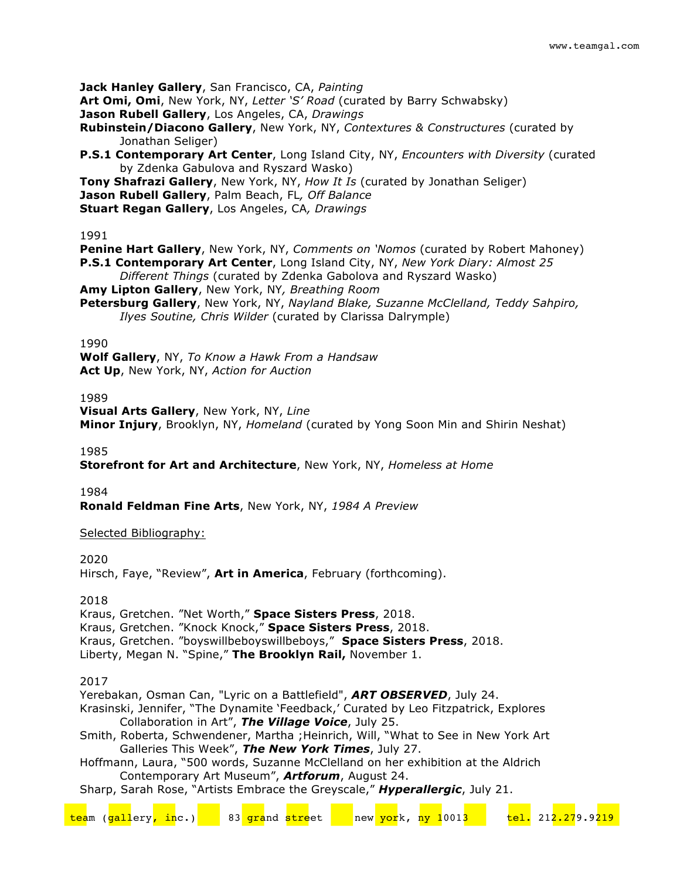**Jack Hanley Gallery**, San Francisco, CA, *Painting*
**Art Omi, Omi**, New York, NY, *Letter 'S' Road* (curated by Barry Schwabsky)
**Jason Rubell Gallery**, Los Angeles, CA, *Drawings*
**Rubinstein/Diacono Gallery**, New York, NY, *Contextures & Constructures* (curated by Jonathan Seliger)
**P.S.1 Contemporary Art Center**, Long Island City, NY, *Encounters with Diversity* (curated by Zdenka Gabulova and Ryszard Wasko)
**Tony Shafrazi Gallery**, New York, NY, *How It Is* (curated by Jonathan Seliger)
**Jason Rubell Gallery**, Palm Beach, FL, *Off Balance*
**Stuart Regan Gallery**, Los Angeles, CA, *Drawings*

1991
**Penine Hart Gallery**, New York, NY, *Comments on 'Nomos* (curated by Robert Mahoney)
**P.S.1 Contemporary Art Center**, Long Island City, NY, *New York Diary: Almost 25 Different Things* (curated by Zdenka Gabolova and Ryszard Wasko)
**Amy Lipton Gallery**, New York, NY, *Breathing Room*
**Petersburg Gallery**, New York, NY, *Nayland Blake, Suzanne McClelland, Teddy Sahpiro, Ilyes Soutine, Chris Wilder* (curated by Clarissa Dalrymple)

1990
**Wolf Gallery**, NY, *To Know a Hawk From a Handsaw*
**Act Up**, New York, NY, *Action for Auction*

1989
**Visual Arts Gallery**, New York, NY, *Line*
**Minor Injury**, Brooklyn, NY, *Homeland* (curated by Yong Soon Min and Shirin Neshat)

1985
**Storefront for Art and Architecture**, New York, NY, *Homeless at Home*

1984
**Ronald Feldman Fine Arts**, New York, NY, *1984 A Preview*

Selected Bibliography:

2020
Hirsch, Faye, "Review", **Art in America**, February (forthcoming).

2018
Kraus, Gretchen. "Net Worth," **Space Sisters Press**, 2018.
Kraus, Gretchen. "Knock Knock," **Space Sisters Press**, 2018.
Kraus, Gretchen. "boyswillbeboyswillbeboys," **Space Sisters Press**, 2018.
Liberty, Megan N. "Spine," **The Brooklyn Rail,** November 1.

2017
Yerebakan, Osman Can, "Lyric on a Battlefield", ***ART OBSERVED***, July 24.
Krasinski, Jennifer, "The Dynamite 'Feedback,' Curated by Leo Fitzpatrick, Explores Collaboration in Art", ***The Village Voice***, July 25.
Smith, Roberta, Schwendener, Martha ;Heinrich, Will, "What to See in New York Art Galleries This Week", ***The New York Times***, July 27.
Hoffmann, Laura, "500 words, Suzanne McClelland on her exhibition at the Aldrich Contemporary Art Museum", ***Artforum***, August 24.
Sharp, Sarah Rose, "Artists Embrace the Greyscale," ***Hyperallergic***, July 21.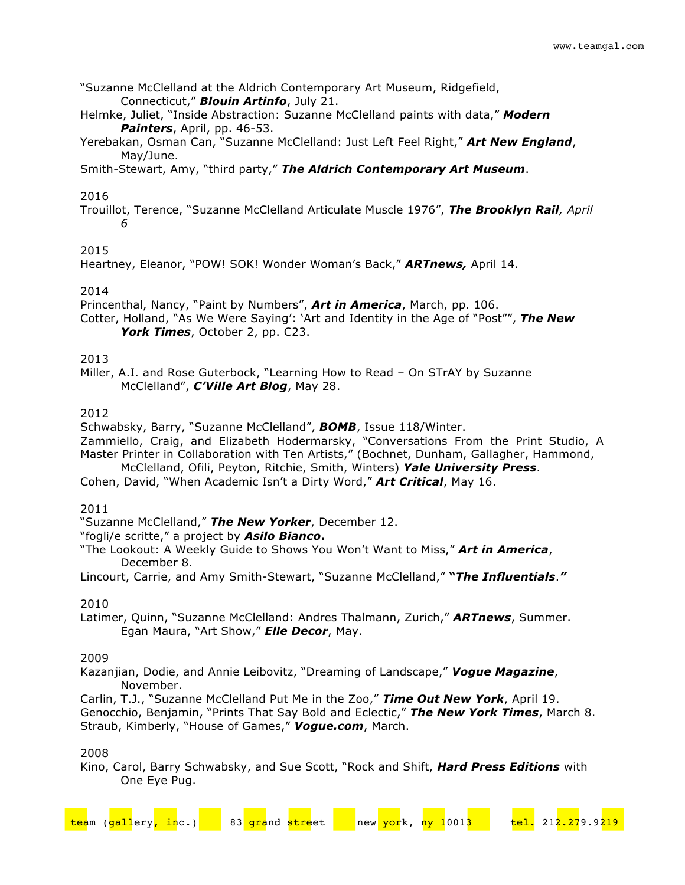"Suzanne McClelland at the Aldrich Contemporary Art Museum, Ridgefield, Connecticut," ***Blouin Artinfo***, July 21.
Helmke, Juliet, "Inside Abstraction: Suzanne McClelland paints with data," ***Modern Painters***, April, pp. 46-53.
Yerebakan, Osman Can, "Suzanne McClelland: Just Left Feel Right," ***Art New England***, May/June.
Smith-Stewart, Amy, "third party," ***The Aldrich Contemporary Art Museum***.

2016
Trouillot, Terence, "Suzanne McClelland Articulate Muscle 1976", ***The Brooklyn Rail**, April 6*

2015
Heartney, Eleanor, "POW! SOK! Wonder Woman's Back," ***ARTnews,*** April 14.

2014
Princenthal, Nancy, "Paint by Numbers", ***Art in America***, March, pp. 106.
Cotter, Holland, "As We Were Saying': 'Art and Identity in the Age of "Post"", ***The New York Times***, October 2, pp. C23.

2013
Miller, A.I. and Rose Guterbock, "Learning How to Read – On STrAY by Suzanne McClelland", ***C'Ville Art Blog***, May 28.

2012
Schwabsky, Barry, "Suzanne McClelland", ***BOMB***, Issue 118/Winter.
Zammiello, Craig, and Elizabeth Hodermarsky, "Conversations From the Print Studio, A Master Printer in Collaboration with Ten Artists," (Bochnet, Dunham, Gallagher, Hammond, McClelland, Ofili, Peyton, Ritchie, Smith, Winters) ***Yale University Press***.
Cohen, David, "When Academic Isn't a Dirty Word," ***Art Critical***, May 16.

2011
"Suzanne McClelland," ***The New Yorker***, December 12.
"fogli/e scritte," a project by ***Asilo Bianco*.**
"The Lookout: A Weekly Guide to Shows You Won't Want to Miss," ***Art in America***, December 8.
Lincourt, Carrie, and Amy Smith-Stewart, "Suzanne McClelland," **"*The Influentials*.*"***

2010
Latimer, Quinn, "Suzanne McClelland: Andres Thalmann, Zurich," ***ARTnews***, Summer.
Egan Maura, "Art Show," ***Elle Decor***, May.

2009
Kazanjian, Dodie, and Annie Leibovitz, "Dreaming of Landscape," ***Vogue Magazine***, November.
Carlin, T.J., "Suzanne McClelland Put Me in the Zoo," ***Time Out New York***, April 19.
Genocchio, Benjamin, "Prints That Say Bold and Eclectic," ***The New York Times***, March 8.
Straub, Kimberly, "House of Games," ***Vogue.com***, March.

2008
Kino, Carol, Barry Schwabsky, and Sue Scott, "Rock and Shift, ***Hard Press Editions*** with One Eye Pug.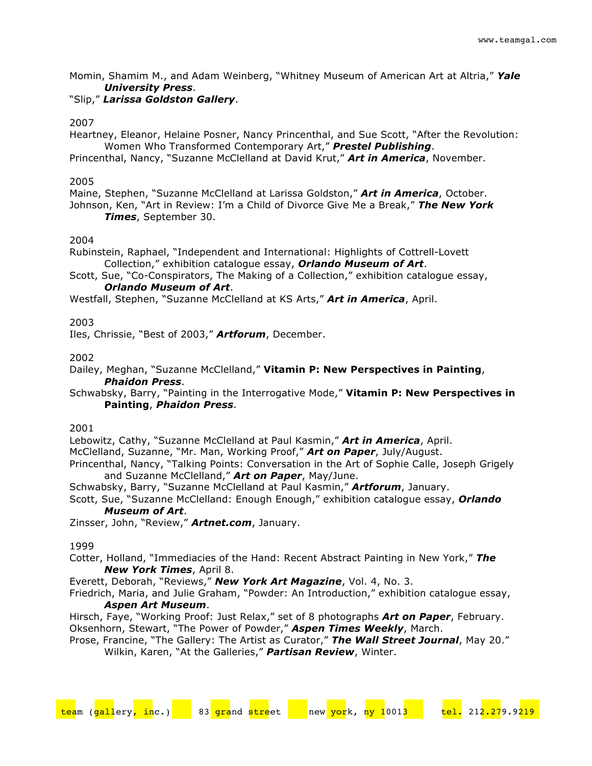Momin, Shamim M., and Adam Weinberg, "Whitney Museum of American Art at Altria," ***Yale University Press***.
"Slip," ***Larissa Goldston Gallery***.

2007
Heartney, Eleanor, Helaine Posner, Nancy Princenthal, and Sue Scott, "After the Revolution: Women Who Transformed Contemporary Art," ***Prestel Publishing***.
Princenthal, Nancy, "Suzanne McClelland at David Krut," ***Art in America***, November.

2005
Maine, Stephen, "Suzanne McClelland at Larissa Goldston," ***Art in America***, October.
Johnson, Ken, "Art in Review: I'm a Child of Divorce Give Me a Break," ***The New York Times***, September 30.

2004
Rubinstein, Raphael, "Independent and International: Highlights of Cottrell-Lovett Collection," exhibition catalogue essay, ***Orlando Museum of Art***.
Scott, Sue, "Co-Conspirators, The Making of a Collection," exhibition catalogue essay, ***Orlando Museum of Art***.
Westfall, Stephen, "Suzanne McClelland at KS Arts," ***Art in America***, April.

2003
Iles, Chrissie, "Best of 2003," ***Artforum***, December.

2002
Dailey, Meghan, "Suzanne McClelland," **Vitamin P: New Perspectives in Painting**, ***Phaidon Press***.
Schwabsky, Barry, "Painting in the Interrogative Mode," **Vitamin P: New Perspectives in Painting**, ***Phaidon Press***.

2001
Lebowitz, Cathy, "Suzanne McClelland at Paul Kasmin," ***Art in America***, April.
McClelland, Suzanne, "Mr. Man, Working Proof," ***Art on Paper***, July/August.
Princenthal, Nancy, "Talking Points: Conversation in the Art of Sophie Calle, Joseph Grigely and Suzanne McClelland," ***Art on Paper***, May/June.
Schwabsky, Barry, "Suzanne McClelland at Paul Kasmin," ***Artforum***, January.
Scott, Sue, "Suzanne McClelland: Enough Enough," exhibition catalogue essay, ***Orlando Museum of Art***.
Zinsser, John, "Review," ***Artnet.com***, January.

1999
Cotter, Holland, "Immediacies of the Hand: Recent Abstract Painting in New York," ***The New York Times***, April 8.
Everett, Deborah, "Reviews," ***New York Art Magazine***, Vol. 4, No. 3.
Friedrich, Maria, and Julie Graham, "Powder: An Introduction," exhibition catalogue essay, ***Aspen Art Museum***.
Hirsch, Faye, "Working Proof: Just Relax," set of 8 photographs ***Art on Paper***, February.
Oksenhorn, Stewart, "The Power of Powder," ***Aspen Times Weekly***, March.
Prose, Francine, "The Gallery: The Artist as Curator," ***The Wall Street Journal***, May 20."
Wilkin, Karen, "At the Galleries," ***Partisan Review***, Winter.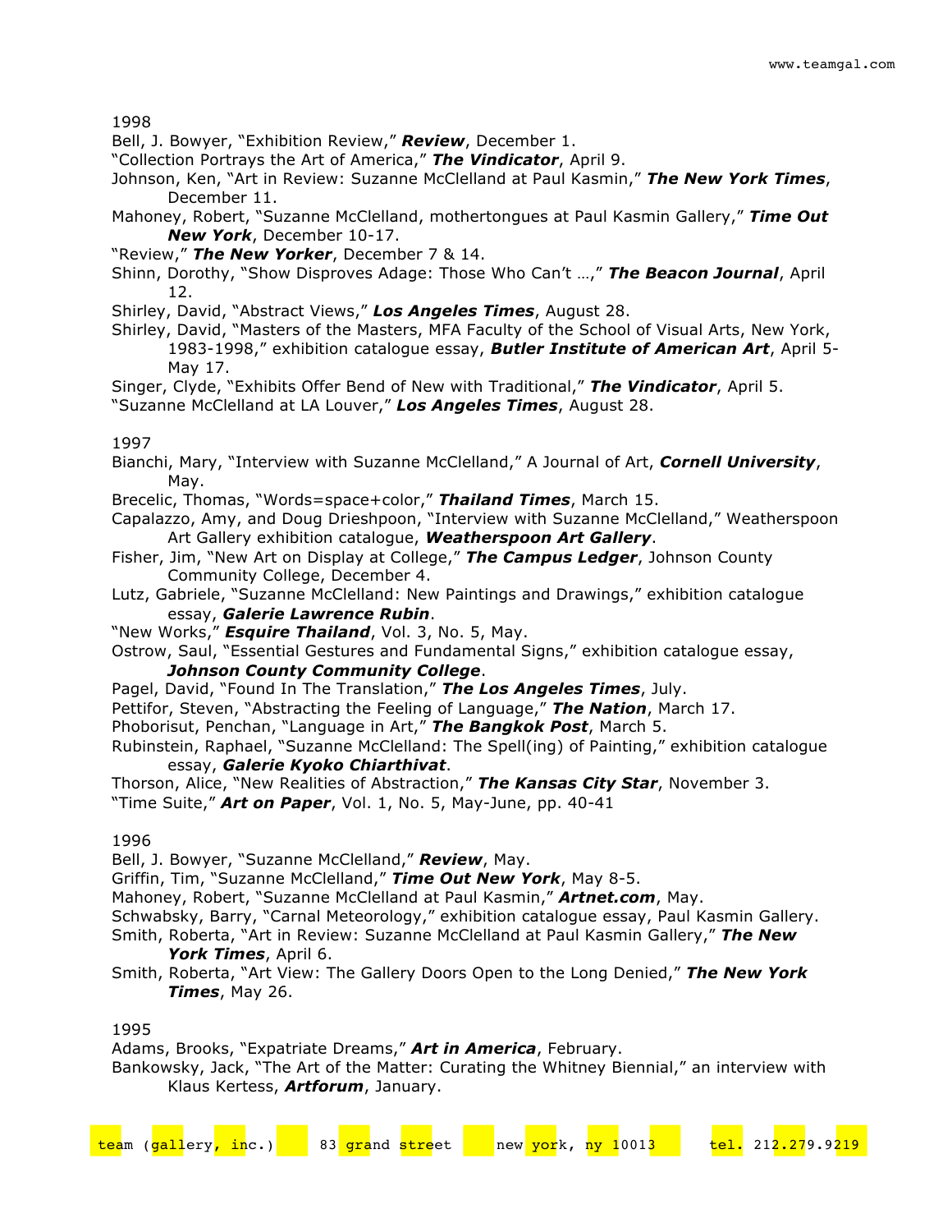1998

Bell, J. Bowyer, "Exhibition Review," ***Review***, December 1.

"Collection Portrays the Art of America," ***The Vindicator***, April 9.

Johnson, Ken, "Art in Review: Suzanne McClelland at Paul Kasmin," ***The New York Times***, December 11.

Mahoney, Robert, "Suzanne McClelland, mothertongues at Paul Kasmin Gallery," ***Time Out New York***, December 10-17.

"Review," ***The New Yorker***, December 7 & 14.

Shinn, Dorothy, "Show Disproves Adage: Those Who Can't …," ***The Beacon Journal***, April 12.

Shirley, David, "Abstract Views," ***Los Angeles Times***, August 28.

Shirley, David, "Masters of the Masters, MFA Faculty of the School of Visual Arts, New York, 1983-1998," exhibition catalogue essay, ***Butler Institute of American Art***, April 5-May 17.

Singer, Clyde, "Exhibits Offer Bend of New with Traditional," ***The Vindicator***, April 5.

"Suzanne McClelland at LA Louver," ***Los Angeles Times***, August 28.

1997

Bianchi, Mary, "Interview with Suzanne McClelland," A Journal of Art, ***Cornell University***, May.

Brecelic, Thomas, "Words=space+color," ***Thailand Times***, March 15.

Capalazzo, Amy, and Doug Drieshpoon, "Interview with Suzanne McClelland," Weatherspoon Art Gallery exhibition catalogue, ***Weatherspoon Art Gallery***.

Fisher, Jim, "New Art on Display at College," ***The Campus Ledger***, Johnson County Community College, December 4.

Lutz, Gabriele, "Suzanne McClelland: New Paintings and Drawings," exhibition catalogue essay, ***Galerie Lawrence Rubin***.

"New Works," ***Esquire Thailand***, Vol. 3, No. 5, May.

Ostrow, Saul, "Essential Gestures and Fundamental Signs," exhibition catalogue essay, ***Johnson County Community College***.

Pagel, David, "Found In The Translation," ***The Los Angeles Times***, July.

Pettifor, Steven, "Abstracting the Feeling of Language," ***The Nation***, March 17.

Phoborisut, Penchan, "Language in Art," ***The Bangkok Post***, March 5.

Rubinstein, Raphael, "Suzanne McClelland: The Spell(ing) of Painting," exhibition catalogue essay, ***Galerie Kyoko Chiarthivat***.

Thorson, Alice, "New Realities of Abstraction," ***The Kansas City Star***, November 3.

"Time Suite," ***Art on Paper***, Vol. 1, No. 5, May-June, pp. 40-41

1996

Bell, J. Bowyer, "Suzanne McClelland," ***Review***, May.

Griffin, Tim, "Suzanne McClelland," ***Time Out New York***, May 8-5.

Mahoney, Robert, "Suzanne McClelland at Paul Kasmin," ***Artnet.com***, May.

Schwabsky, Barry, "Carnal Meteorology," exhibition catalogue essay, Paul Kasmin Gallery.

Smith, Roberta, "Art in Review: Suzanne McClelland at Paul Kasmin Gallery," ***The New York Times***, April 6.

Smith, Roberta, "Art View: The Gallery Doors Open to the Long Denied," ***The New York Times***, May 26.

1995

Adams, Brooks, "Expatriate Dreams," ***Art in America***, February.

Bankowsky, Jack, "The Art of the Matter: Curating the Whitney Biennial," an interview with Klaus Kertess, ***Artforum***, January.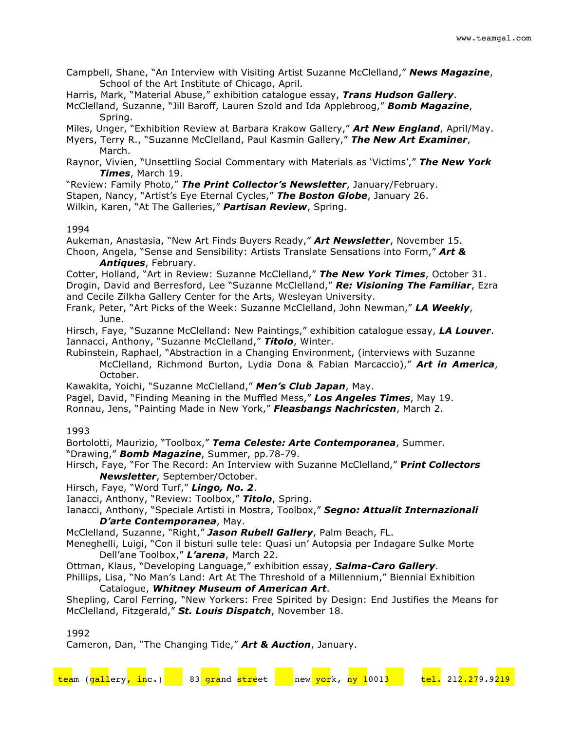Campbell, Shane, "An Interview with Visiting Artist Suzanne McClelland," ***News Magazine***, School of the Art Institute of Chicago, April.

Harris, Mark, "Material Abuse," exhibition catalogue essay, ***Trans Hudson Gallery***.

McClelland, Suzanne, "Jill Baroff, Lauren Szold and Ida Applebroog," ***Bomb Magazine***, Spring.

Miles, Unger, "Exhibition Review at Barbara Krakow Gallery," ***Art New England***, April/May.

Myers, Terry R., "Suzanne McClelland, Paul Kasmin Gallery," ***The New Art Examiner***, March.

Raynor, Vivien, "Unsettling Social Commentary with Materials as 'Victims'," ***The New York Times***, March 19.

"Review: Family Photo," ***The Print Collector's Newsletter***, January/February.

Stapen, Nancy, "Artist's Eye Eternal Cycles," ***The Boston Globe***, January 26.

Wilkin, Karen, "At The Galleries," ***Partisan Review***, Spring.

1994

Aukeman, Anastasia, "New Art Finds Buyers Ready," ***Art Newsletter***, November 15.

Choon, Angela, "Sense and Sensibility: Artists Translate Sensations into Form," ***Art & Antiques***, February.

Cotter, Holland, "Art in Review: Suzanne McClelland," ***The New York Times***, October 31.

Drogin, David and Berresford, Lee "Suzanne McClelland," ***Re: Visioning The Familiar***, Ezra and Cecile Zilkha Gallery Center for the Arts, Wesleyan University.

Frank, Peter, "Art Picks of the Week: Suzanne McClelland, John Newman," ***LA Weekly***, June.

Hirsch, Faye, "Suzanne McClelland: New Paintings," exhibition catalogue essay, ***LA Louver***.

Iannacci, Anthony, "Suzanne McClelland," ***Titolo***, Winter.

Rubinstein, Raphael, "Abstraction in a Changing Environment, (interviews with Suzanne McClelland, Richmond Burton, Lydia Dona & Fabian Marcaccio)," ***Art in America***, October.

Kawakita, Yoichi, "Suzanne McClelland," ***Men's Club Japan***, May.

Pagel, David, "Finding Meaning in the Muffled Mess," ***Los Angeles Times***, May 19.

Ronnau, Jens, "Painting Made in New York," ***Fleasbangs Nachricsten***, March 2.

1993

Bortolotti, Maurizio, "Toolbox," ***Tema Celeste: Arte Contemporanea***, Summer.

"Drawing," ***Bomb Magazine***, Summer, pp.78-79.

Hirsch, Faye, "For The Record: An Interview with Suzanne McClelland," **P*rint Collectors Newsletter***, September/October.

Hirsch, Faye, "Word Turf," ***Lingo, No. 2***.

Ianacci, Anthony, "Review: Toolbox," ***Titolo***, Spring.

Ianacci, Anthony, "Speciale Artisti in Mostra, Toolbox," ***Segno: Attualit Internazionali D'arte Contemporanea***, May.

McClelland, Suzanne, "Right," ***Jason Rubell Gallery***, Palm Beach, FL.

Meneghelli, Luigi, "Con il bisturi sulle tele: Quasi un' Autopsia per Indagare Sulke Morte Dell'ane Toolbox," ***L'arena***, March 22.

Ottman, Klaus, "Developing Language," exhibition essay, ***Salma-Caro Gallery***.

Phillips, Lisa, "No Man's Land: Art At The Threshold of a Millennium," Biennial Exhibition Catalogue, ***Whitney Museum of American Art***.

Shepling, Carol Ferring, "New Yorkers: Free Spirited by Design: End Justifies the Means for McClelland, Fitzgerald," ***St. Louis Dispatch***, November 18.

1992

Cameron, Dan, "The Changing Tide," ***Art & Auction***, January.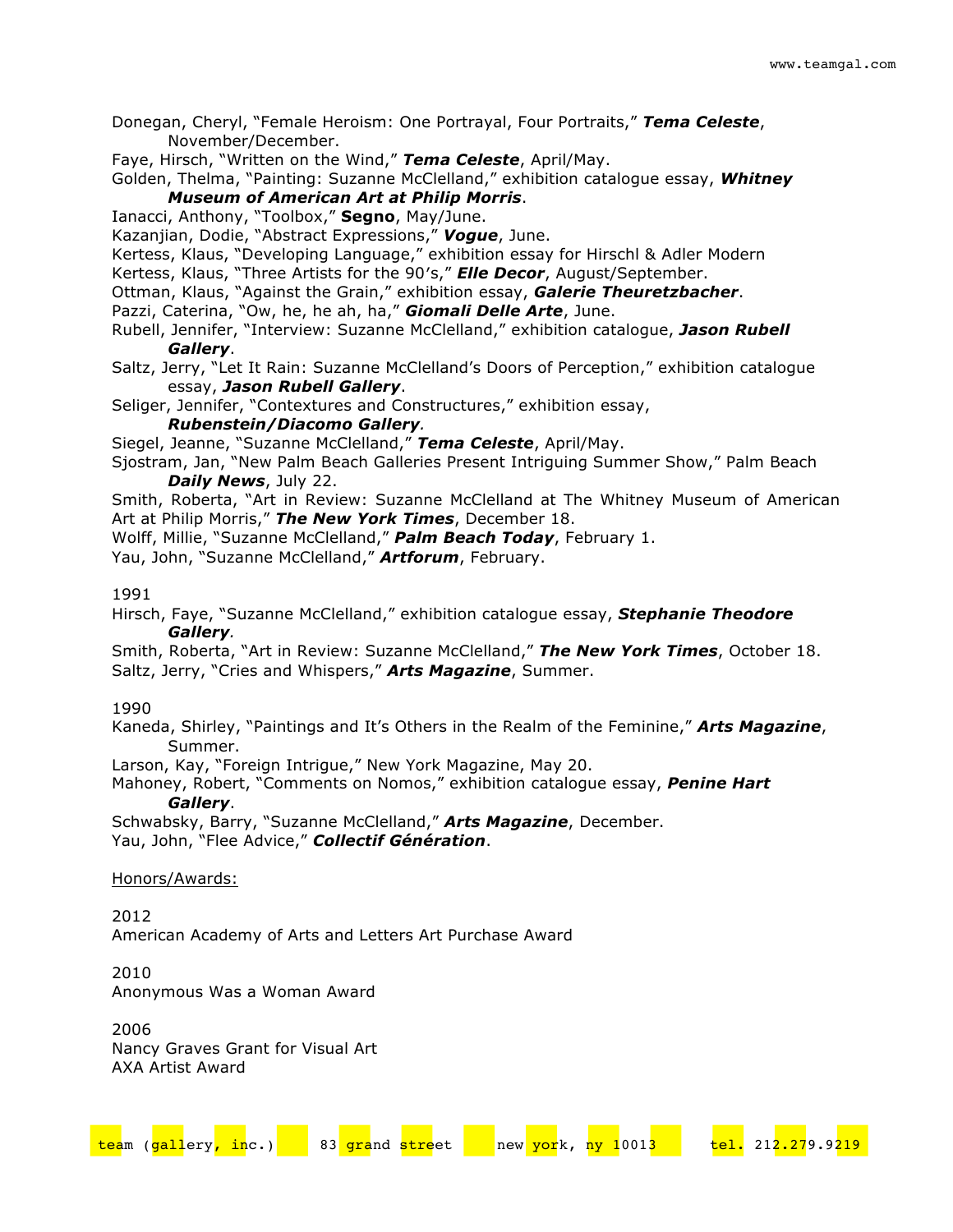Donegan, Cheryl, "Female Heroism: One Portrayal, Four Portraits," ***Tema Celeste***, November/December.

Faye, Hirsch, "Written on the Wind," ***Tema Celeste***, April/May.

Golden, Thelma, "Painting: Suzanne McClelland," exhibition catalogue essay, ***Whitney Museum of American Art at Philip Morris***.

Ianacci, Anthony, "Toolbox," **Segno**, May/June.

Kazanjian, Dodie, "Abstract Expressions," ***Vogue***, June.

Kertess, Klaus, "Developing Language," exhibition essay for Hirschl & Adler Modern

Kertess, Klaus, "Three Artists for the 90's," ***Elle Decor***, August/September.

Ottman, Klaus, "Against the Grain," exhibition essay, ***Galerie Theuretzbacher***.

Pazzi, Caterina, "Ow, he, he ah, ha," ***Giomali Delle Arte***, June.

Rubell, Jennifer, "Interview: Suzanne McClelland," exhibition catalogue, ***Jason Rubell Gallery***.

Saltz, Jerry, "Let It Rain: Suzanne McClelland's Doors of Perception," exhibition catalogue essay, ***Jason Rubell Gallery***.

Seliger, Jennifer, "Contextures and Constructures," exhibition essay, ***Rubenstein/Diacomo Gallery.***

Siegel, Jeanne, "Suzanne McClelland," ***Tema Celeste***, April/May.

Sjostram, Jan, "New Palm Beach Galleries Present Intriguing Summer Show," Palm Beach ***Daily News***, July 22.

Smith, Roberta, "Art in Review: Suzanne McClelland at The Whitney Museum of American Art at Philip Morris," ***The New York Times***, December 18.

Wolff, Millie, "Suzanne McClelland," ***Palm Beach Today***, February 1.

Yau, John, "Suzanne McClelland," ***Artforum***, February.

1991

Hirsch, Faye, "Suzanne McClelland," exhibition catalogue essay, ***Stephanie Theodore Gallery.***

Smith, Roberta, "Art in Review: Suzanne McClelland," ***The New York Times***, October 18.

Saltz, Jerry, "Cries and Whispers," ***Arts Magazine***, Summer.

1990

Kaneda, Shirley, "Paintings and It's Others in the Realm of the Feminine," ***Arts Magazine***, Summer.

Larson, Kay, "Foreign Intrigue," New York Magazine, May 20.

Mahoney, Robert, "Comments on Nomos," exhibition catalogue essay, ***Penine Hart Gallery***.

Schwabsky, Barry, "Suzanne McClelland," ***Arts Magazine***, December.

Yau, John, "Flee Advice," ***Collectif Génération***.

Honors/Awards:

2012

American Academy of Arts and Letters Art Purchase Award

2010

Anonymous Was a Woman Award

2006

Nancy Graves Grant for Visual Art

AXA Artist Award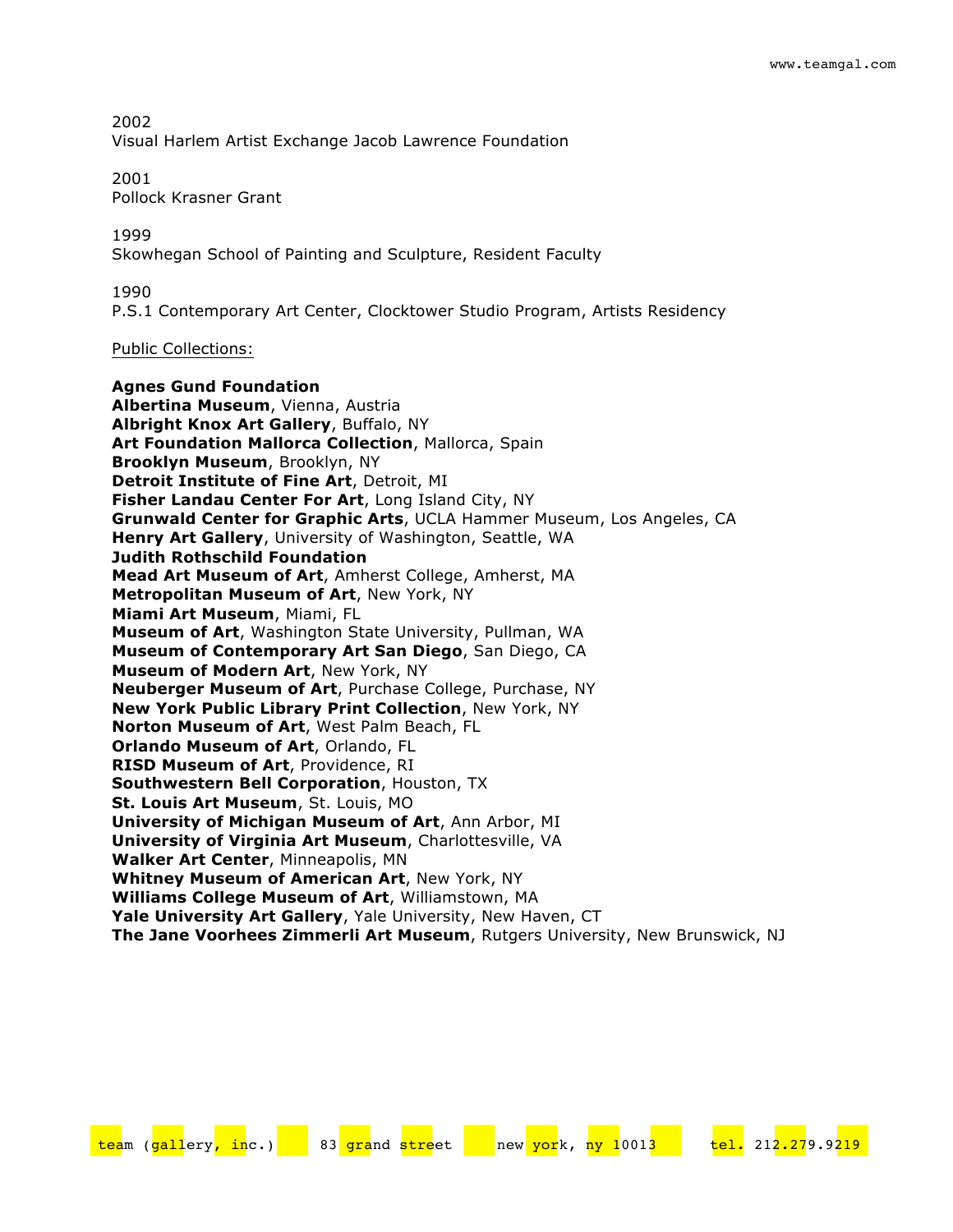2002
Visual Harlem Artist Exchange Jacob Lawrence Foundation

2001
Pollock Krasner Grant

1999
Skowhegan School of Painting and Sculpture, Resident Faculty

1990
P.S.1 Contemporary Art Center, Clocktower Studio Program, Artists Residency

Public Collections:

**Agnes Gund Foundation**
**Albertina Museum**, Vienna, Austria
**Albright Knox Art Gallery**, Buffalo, NY
**Art Foundation Mallorca Collection**, Mallorca, Spain
**Brooklyn Museum**, Brooklyn, NY
**Detroit Institute of Fine Art**, Detroit, MI
**Fisher Landau Center For Art**, Long Island City, NY
**Grunwald Center for Graphic Arts**, UCLA Hammer Museum, Los Angeles, CA
**Henry Art Gallery**, University of Washington, Seattle, WA
**Judith Rothschild Foundation**
**Mead Art Museum of Art**, Amherst College, Amherst, MA
**Metropolitan Museum of Art**, New York, NY
**Miami Art Museum**, Miami, FL
**Museum of Art**, Washington State University, Pullman, WA
**Museum of Contemporary Art San Diego**, San Diego, CA
**Museum of Modern Art**, New York, NY
**Neuberger Museum of Art**, Purchase College, Purchase, NY
**New York Public Library Print Collection**, New York, NY
**Norton Museum of Art**, West Palm Beach, FL
**Orlando Museum of Art**, Orlando, FL
**RISD Museum of Art**, Providence, RI
**Southwestern Bell Corporation**, Houston, TX
**St. Louis Art Museum**, St. Louis, MO
**University of Michigan Museum of Art**, Ann Arbor, MI
**University of Virginia Art Museum**, Charlottesville, VA
**Walker Art Center**, Minneapolis, MN
**Whitney Museum of American Art**, New York, NY
**Williams College Museum of Art**, Williamstown, MA
**Yale University Art Gallery**, Yale University, New Haven, CT
**The Jane Voorhees Zimmerli Art Museum**, Rutgers University, New Brunswick, NJ